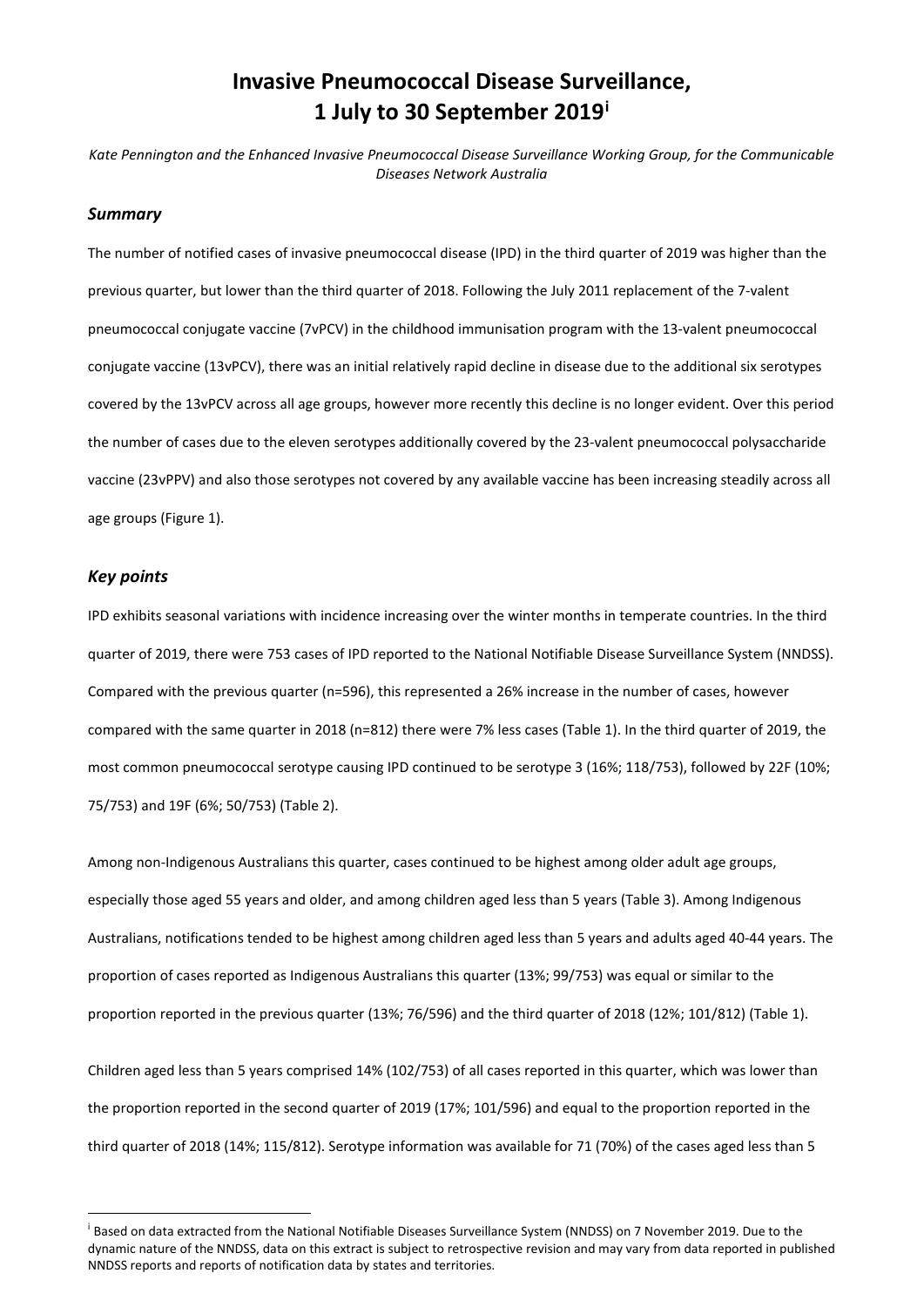# Invasive Pneumococcal Disease Surveillance, 1 July to 30 September 2019[i]

*Kate Pennington and the Enhanced Invasive Pneumococcal Disease Surveillance Working Group, for the Communicable Diseases Network Australia*

## *Summary*

The number of notified cases of invasive pneumococcal disease (IPD) in the third quarter of 2019 was higher than the previous quarter, but lower than the third quarter of 2018. Following the July 2011 replacement of the 7-valent pneumococcal conjugate vaccine (7vPCV) in the childhood immunisation program with the 13-valent pneumococcal conjugate vaccine (13vPCV), there was an initial relatively rapid decline in disease due to the additional six serotypes covered by the 13vPCV across all age groups, however more recently this decline is no longer evident. Over this period the number of cases due to the eleven serotypes additionally covered by the 23-valent pneumococcal polysaccharide vaccine (23vPPV) and also those serotypes not covered by any available vaccine has been increasing steadily across all age groups (Figure 1).

## *Key points*

IPD exhibits seasonal variations with incidence increasing over the winter months in temperate countries. In the third quarter of 2019, there were 753 cases of IPD reported to the National Notifiable Disease Surveillance System (NNDSS). Compared with the previous quarter (n=596), this represented a 26% increase in the number of cases, however compared with the same quarter in 2018 (n=812) there were 7% less cases (Table 1). In the third quarter of 2019, the most common pneumococcal serotype causing IPD continued to be serotype 3 (16%; 118/753), followed by 22F (10%; 75/753) and 19F (6%; 50/753) (Table 2).

Among non-Indigenous Australians this quarter, cases continued to be highest among older adult age groups, especially those aged 55 years and older, and among children aged less than 5 years (Table 3). Among Indigenous Australians, notifications tended to be highest among children aged less than 5 years and adults aged 40-44 years. The proportion of cases reported as Indigenous Australians this quarter (13%; 99/753) was equal or similar to the proportion reported in the previous quarter (13%; 76/596) and the third quarter of 2018 (12%; 101/812) (Table 1).

Children aged less than 5 years comprised 14% (102/753) of all cases reported in this quarter, which was lower than the proportion reported in the second quarter of 2019 (17%; 101/596) and equal to the proportion reported in the third quarter of 2018 (14%; 115/812). Serotype information was available for 71 (70%) of the cases aged less than 5

---

[i] Based on data extracted from the National Notifiable Diseases Surveillance System (NNDSS) on 7 November 2019. Due to the dynamic nature of the NNDSS, data on this extract is subject to retrospective revision and may vary from data reported in published NNDSS reports and reports of notification data by states and territories.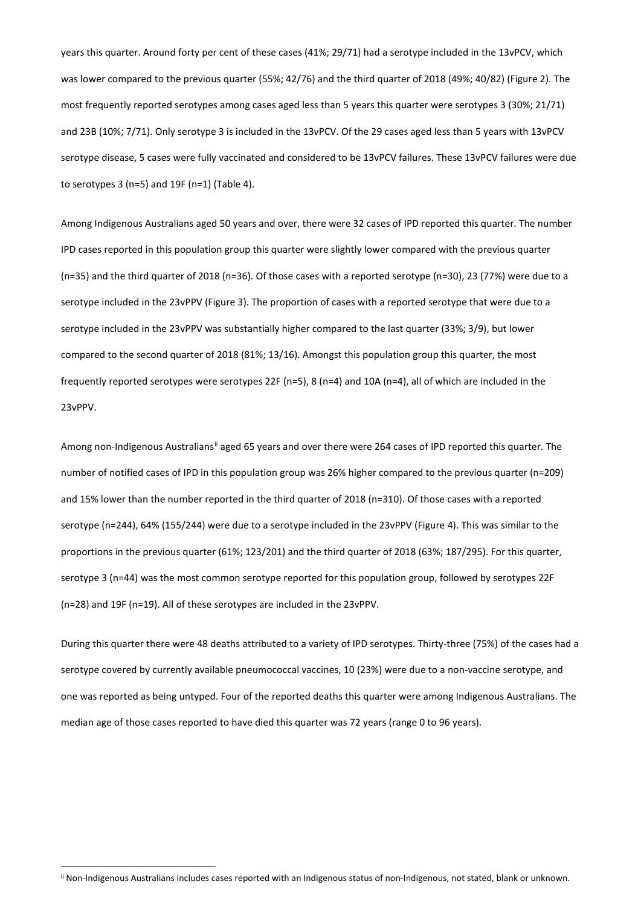years this quarter. Around forty per cent of these cases (41%; 29/71) had a serotype included in the 13vPCV, which was lower compared to the previous quarter (55%; 42/76) and the third quarter of 2018 (49%; 40/82) (Figure 2). The most frequently reported serotypes among cases aged less than 5 years this quarter were serotypes 3 (30%; 21/71) and 23B (10%; 7/71). Only serotype 3 is included in the 13vPCV. Of the 29 cases aged less than 5 years with 13vPCV serotype disease, 5 cases were fully vaccinated and considered to be 13vPCV failures. These 13vPCV failures were due to serotypes 3 (n=5) and 19F (n=1) (Table 4).

Among Indigenous Australians aged 50 years and over, there were 32 cases of IPD reported this quarter. The number IPD cases reported in this population group this quarter were slightly lower compared with the previous quarter (n=35) and the third quarter of 2018 (n=36). Of those cases with a reported serotype (n=30), 23 (77%) were due to a serotype included in the 23vPPV (Figure 3). The proportion of cases with a reported serotype that were due to a serotype included in the 23vPPV was substantially higher compared to the last quarter (33%; 3/9), but lower compared to the second quarter of 2018 (81%; 13/16). Amongst this population group this quarter, the most frequently reported serotypes were serotypes 22F (n=5), 8 (n=4) and 10A (n=4), all of which are included in the 23vPPV.

Among non-Indigenous Australians[ii] aged 65 years and over there were 264 cases of IPD reported this quarter. The number of notified cases of IPD in this population group was 26% higher compared to the previous quarter (n=209) and 15% lower than the number reported in the third quarter of 2018 (n=310). Of those cases with a reported serotype (n=244), 64% (155/244) were due to a serotype included in the 23vPPV (Figure 4). This was similar to the proportions in the previous quarter (61%; 123/201) and the third quarter of 2018 (63%; 187/295). For this quarter, serotype 3 (n=44) was the most common serotype reported for this population group, followed by serotypes 22F (n=28) and 19F (n=19). All of these serotypes are included in the 23vPPV.

During this quarter there were 48 deaths attributed to a variety of IPD serotypes. Thirty-three (75%) of the cases had a serotype covered by currently available pneumococcal vaccines, 10 (23%) were due to a non-vaccine serotype, and one was reported as being untyped. Four of the reported deaths this quarter were among Indigenous Australians. The median age of those cases reported to have died this quarter was 72 years (range 0 to 96 years).

[ii] Non-Indigenous Australians includes cases reported with an Indigenous status of non-Indigenous, not stated, blank or unknown.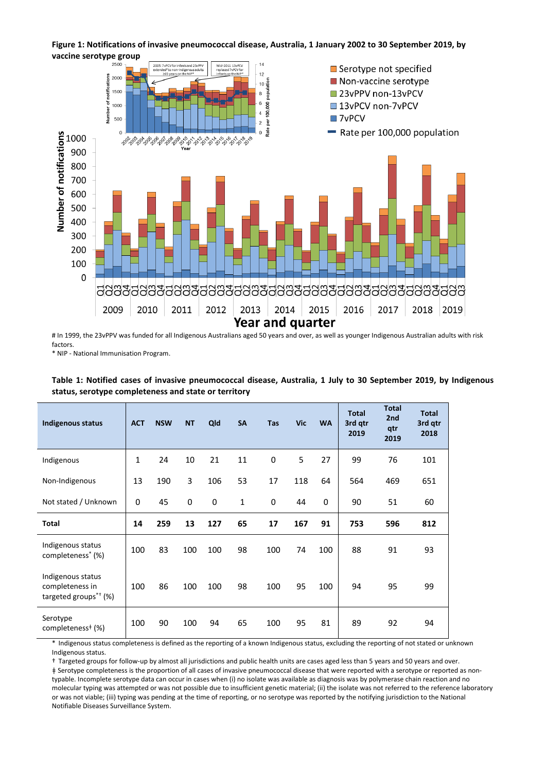**Figure 1: Notifications of invasive pneumococcal disease, Australia, 1 January 2002 to 30 September 2019, by vaccine serotype group**

# In 1999, the 23vPPV was funded for all Indigenous Australians aged 50 years and over, as well as younger Indigenous Australian adults with risk factors.

\* NIP - National Immunisation Program.

**Table 1: Notified cases of invasive pneumococcal disease, Australia, 1 July to 30 September 2019, by Indigenous status, serotype completeness and state or territory**

| Indigenous status | ACT | NSW | NT | Qld | SA | Tas | Vic | WA | Total 3rd qtr 2019 | Total 2nd qtr 2019 | Total 3rd qtr 2018 |
|---|---|---|---|---|---|---|---|---|---|---|---|
| Indigenous | 1 | 24 | 10 | 21 | 11 | 0 | 5 | 27 | 99 | 76 | 101 |
| Non-Indigenous | 13 | 190 | 3 | 106 | 53 | 17 | 118 | 64 | 564 | 469 | 651 |
| Not stated / Unknown | 0 | 45 | 0 | 0 | 1 | 0 | 44 | 0 | 90 | 51 | 60 |
| **Total** | **14** | **259** | **13** | **127** | **65** | **17** | **167** | **91** | **753** | **596** | **812** |
| Indigenous status completeness* (%) | 100 | 83 | 100 | 100 | 98 | 100 | 74 | 100 | 88 | 91 | 93 |
| Indigenous status completeness in targeted groups*† (%) | 100 | 86 | 100 | 100 | 98 | 100 | 95 | 100 | 94 | 95 | 99 |
| Serotype completeness‡ (%) | 100 | 90 | 100 | 94 | 65 | 100 | 95 | 81 | 89 | 92 | 94 |

\* Indigenous status completeness is defined as the reporting of a known Indigenous status, excluding the reporting of not stated or unknown Indigenous status.

† Targeted groups for follow-up by almost all jurisdictions and public health units are cases aged less than 5 years and 50 years and over.

‡ Serotype completeness is the proportion of all cases of invasive pneumococcal disease that were reported with a serotype or reported as non-typable. Incomplete serotype data can occur in cases when (i) no isolate was available as diagnosis was by polymerase chain reaction and no molecular typing was attempted or was not possible due to insufficient genetic material; (ii) the isolate was not referred to the reference laboratory or was not viable; (iii) typing was pending at the time of reporting, or no serotype was reported by the notifying jurisdiction to the National Notifiable Diseases Surveillance System.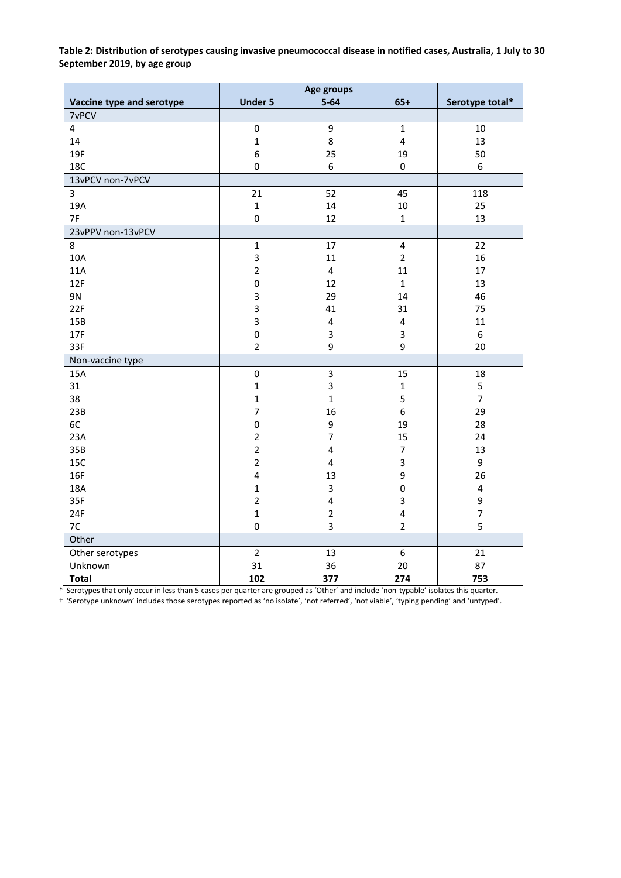**Table 2: Distribution of serotypes causing invasive pneumococcal disease in notified cases, Australia, 1 July to 30 September 2019, by age group**

| Vaccine type and serotype | Age groups | | | Serotype total* |
|---|---|---|---|---|
| | Under 5 | 5-64 | 65+ | |
| **7vPCV** | | | | |
| 4 | 0 | 9 | 1 | 10 |
| 14 | 1 | 8 | 4 | 13 |
| 19F | 6 | 25 | 19 | 50 |
| 18C | 0 | 6 | 0 | 6 |
| **13vPCV non-7vPCV** | | | | |
| 3 | 21 | 52 | 45 | 118 |
| 19A | 1 | 14 | 10 | 25 |
| 7F | 0 | 12 | 1 | 13 |
| **23vPPV non-13vPCV** | | | | |
| 8 | 1 | 17 | 4 | 22 |
| 10A | 3 | 11 | 2 | 16 |
| 11A | 2 | 4 | 11 | 17 |
| 12F | 0 | 12 | 1 | 13 |
| 9N | 3 | 29 | 14 | 46 |
| 22F | 3 | 41 | 31 | 75 |
| 15B | 3 | 4 | 4 | 11 |
| 17F | 0 | 3 | 3 | 6 |
| 33F | 2 | 9 | 9 | 20 |
| **Non-vaccine type** | | | | |
| 15A | 0 | 3 | 15 | 18 |
| 31 | 1 | 3 | 1 | 5 |
| 38 | 1 | 1 | 5 | 7 |
| 23B | 7 | 16 | 6 | 29 |
| 6C | 0 | 9 | 19 | 28 |
| 23A | 2 | 7 | 15 | 24 |
| 35B | 2 | 4 | 7 | 13 |
| 15C | 2 | 4 | 3 | 9 |
| 16F | 4 | 13 | 9 | 26 |
| 18A | 1 | 3 | 0 | 4 |
| 35F | 2 | 4 | 3 | 9 |
| 24F | 1 | 2 | 4 | 7 |
| 7C | 0 | 3 | 2 | 5 |
| **Other** | | | | |
| Other serotypes | 2 | 13 | 6 | 21 |
| Unknown | 31 | 36 | 20 | 87 |
| **Total** | **102** | **377** | **274** | **753** |

\* Serotypes that only occur in less than 5 cases per quarter are grouped as 'Other' and include 'non-typable' isolates this quarter.

† 'Serotype unknown' includes those serotypes reported as 'no isolate', 'not referred', 'not viable', 'typing pending' and 'untyped'.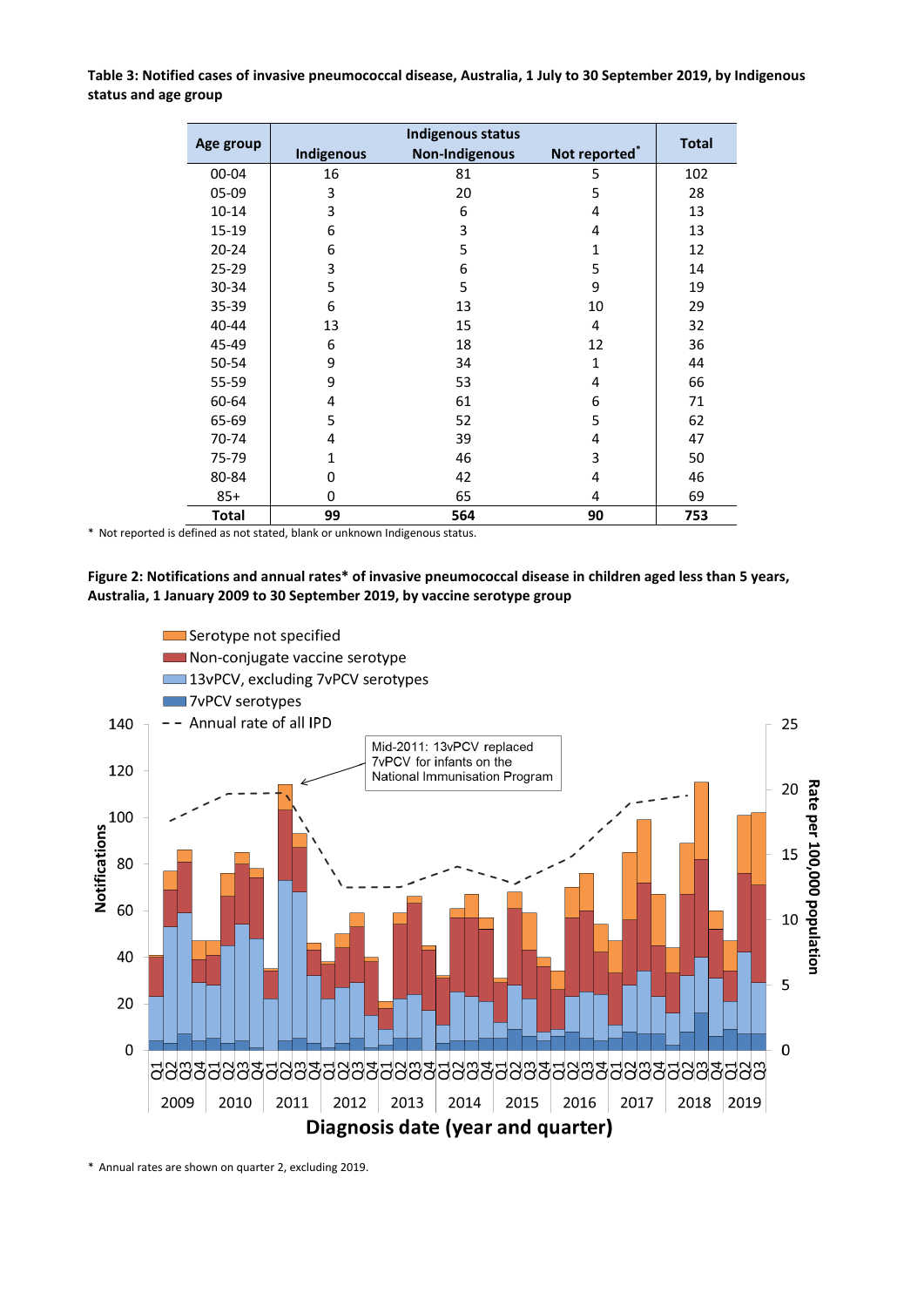**Table 3: Notified cases of invasive pneumococcal disease, Australia, 1 July to 30 September 2019, by Indigenous status and age group**

| Age group | Indigenous status | | | Total |
|---|---|---|---|---|
| | Indigenous | Non-Indigenous | Not reported* | |
| 00-04 | 16 | 81 | 5 | 102 |
| 05-09 | 3 | 20 | 5 | 28 |
| 10-14 | 3 | 6 | 4 | 13 |
| 15-19 | 6 | 3 | 4 | 13 |
| 20-24 | 6 | 5 | 1 | 12 |
| 25-29 | 3 | 6 | 5 | 14 |
| 30-34 | 5 | 5 | 9 | 19 |
| 35-39 | 6 | 13 | 10 | 29 |
| 40-44 | 13 | 15 | 4 | 32 |
| 45-49 | 6 | 18 | 12 | 36 |
| 50-54 | 9 | 34 | 1 | 44 |
| 55-59 | 9 | 53 | 4 | 66 |
| 60-64 | 4 | 61 | 6 | 71 |
| 65-69 | 5 | 52 | 5 | 62 |
| 70-74 | 4 | 39 | 4 | 47 |
| 75-79 | 1 | 46 | 3 | 50 |
| 80-84 | 0 | 42 | 4 | 46 |
| 85+ | 0 | 65 | 4 | 69 |
| **Total** | **99** | **564** | **90** | **753** |

\* Not reported is defined as not stated, blank or unknown Indigenous status.

**Figure 2: Notifications and annual rates* of invasive pneumococcal disease in children aged less than 5 years, Australia, 1 January 2009 to 30 September 2019, by vaccine serotype group**

\* Annual rates are shown on quarter 2, excluding 2019.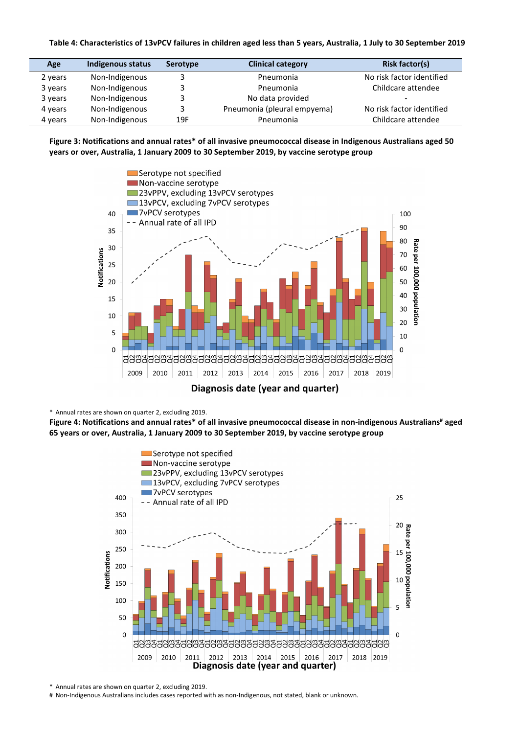**Table 4: Characteristics of 13vPCV failures in children aged less than 5 years, Australia, 1 July to 30 September 2019**

| Age | Indigenous status | Serotype | Clinical category | Risk factor(s) |
|---|---|---|---|---|
| 2 years | Non-Indigenous | 3 | Pneumonia | No risk factor identified |
| 3 years | Non-Indigenous | 3 | Pneumonia | Childcare attendee |
| 3 years | Non-Indigenous | 3 | No data provided | - |
| 4 years | Non-Indigenous | 3 | Pneumonia (pleural empyema) | No risk factor identified |
| 4 years | Non-Indigenous | 19F | Pneumonia | Childcare attendee |

**Figure 3: Notifications and annual rates* of all invasive pneumococcal disease in Indigenous Australians aged 50 years or over, Australia, 1 January 2009 to 30 September 2019, by vaccine serotype group**

\* Annual rates are shown on quarter 2, excluding 2019.

**Figure 4: Notifications and annual rates* of all invasive pneumococcal disease in non-indigenous Australians# aged 65 years or over, Australia, 1 January 2009 to 30 September 2019, by vaccine serotype group**

\* Annual rates are shown on quarter 2, excluding 2019.

\# Non-Indigenous Australians includes cases reported with as non-Indigenous, not stated, blank or unknown.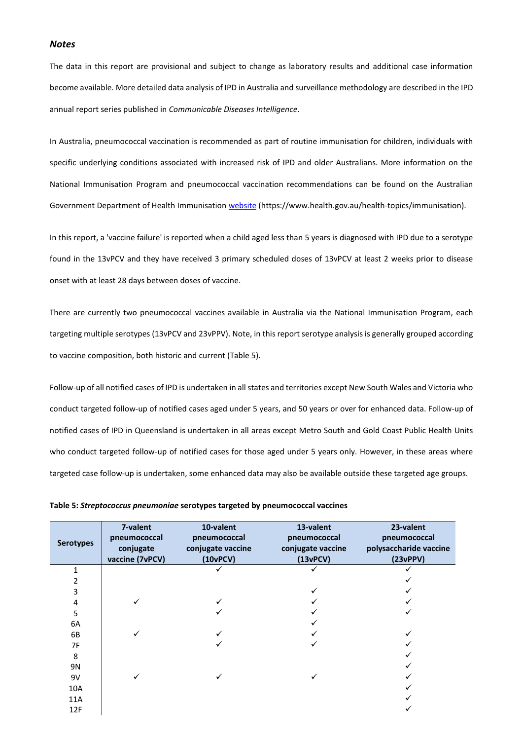### *Notes*

The data in this report are provisional and subject to change as laboratory results and additional case information become available. More detailed data analysis of IPD in Australia and surveillance methodology are described in the IPD annual report series published in *Communicable Diseases Intelligence*.

In Australia, pneumococcal vaccination is recommended as part of routine immunisation for children, individuals with specific underlying conditions associated with increased risk of IPD and older Australians. More information on the National Immunisation Program and pneumococcal vaccination recommendations can be found on the Australian Government Department of Health Immunisation [website](https://www.health.gov.au/health-topics/immunisation) (https://www.health.gov.au/health-topics/immunisation).

In this report, a 'vaccine failure' is reported when a child aged less than 5 years is diagnosed with IPD due to a serotype found in the 13vPCV and they have received 3 primary scheduled doses of 13vPCV at least 2 weeks prior to disease onset with at least 28 days between doses of vaccine.

There are currently two pneumococcal vaccines available in Australia via the National Immunisation Program, each targeting multiple serotypes (13vPCV and 23vPPV). Note, in this report serotype analysis is generally grouped according to vaccine composition, both historic and current (Table 5).

Follow-up of all notified cases of IPD is undertaken in all states and territories except New South Wales and Victoria who conduct targeted follow-up of notified cases aged under 5 years, and 50 years or over for enhanced data. Follow-up of notified cases of IPD in Queensland is undertaken in all areas except Metro South and Gold Coast Public Health Units who conduct targeted follow-up of notified cases for those aged under 5 years only. However, in these areas where targeted case follow-up is undertaken, some enhanced data may also be available outside these targeted age groups.

**Table 5: *Streptococcus pneumoniae* serotypes targeted by pneumococcal vaccines**

| Serotypes | 7-valent pneumococcal conjugate vaccine (7vPCV) | 10-valent pneumococcal conjugate vaccine (10vPCV) | 13-valent pneumococcal conjugate vaccine (13vPCV) | 23-valent pneumococcal polysaccharide vaccine (23vPPV) |
|---|---|---|---|---|
| 1 | | ✓ | ✓ | ✓ |
| 2 | | | | ✓ |
| 3 | | | ✓ | ✓ |
| 4 | ✓ | ✓ | ✓ | ✓ |
| 5 | | ✓ | ✓ | ✓ |
| 6A | | | ✓ | |
| 6B | ✓ | ✓ | ✓ | ✓ |
| 7F | | ✓ | ✓ | ✓ |
| 8 | | | | ✓ |
| 9N | | | | ✓ |
| 9V | ✓ | ✓ | ✓ | ✓ |
| 10A | | | | ✓ |
| 11A | | | | ✓ |
| 12F | | | | ✓ |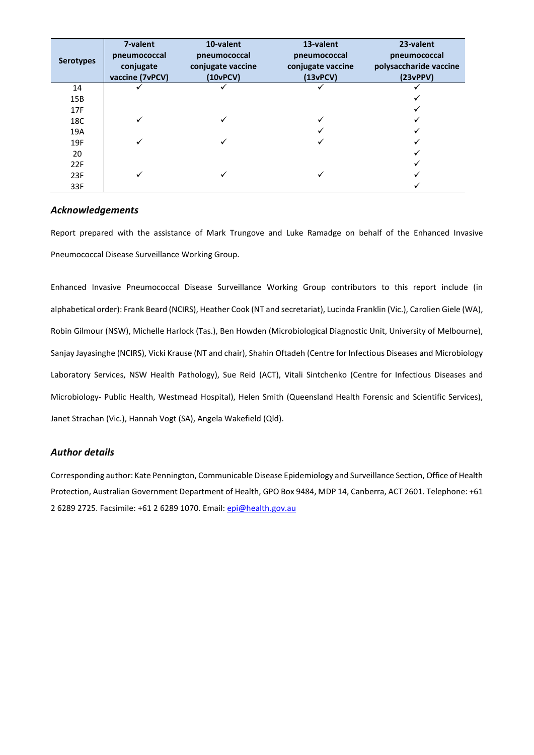| Serotypes | 7-valent pneumococcal conjugate vaccine (7vPCV) | 10-valent pneumococcal conjugate vaccine (10vPCV) | 13-valent pneumococcal conjugate vaccine (13vPCV) | 23-valent pneumococcal polysaccharide vaccine (23vPPV) |
|---|---|---|---|---|
| 14 | ✓ | ✓ | ✓ | ✓ |
| 15B | | | | ✓ |
| 17F | | | | ✓ |
| 18C | ✓ | ✓ | ✓ | ✓ |
| 19A | | | ✓ | ✓ |
| 19F | ✓ | ✓ | ✓ | ✓ |
| 20 | | | | ✓ |
| 22F | | | | ✓ |
| 23F | ✓ | ✓ | ✓ | ✓ |
| 33F | | | | ✓ |

### *Acknowledgements*

Report prepared with the assistance of Mark Trungove and Luke Ramadge on behalf of the Enhanced Invasive Pneumococcal Disease Surveillance Working Group.

Enhanced Invasive Pneumococcal Disease Surveillance Working Group contributors to this report include (in alphabetical order): Frank Beard (NCIRS), Heather Cook (NT and secretariat), Lucinda Franklin (Vic.), Carolien Giele (WA), Robin Gilmour (NSW), Michelle Harlock (Tas.), Ben Howden (Microbiological Diagnostic Unit, University of Melbourne), Sanjay Jayasinghe (NCIRS), Vicki Krause (NT and chair), Shahin Oftadeh (Centre for Infectious Diseases and Microbiology Laboratory Services, NSW Health Pathology), Sue Reid (ACT), Vitali Sintchenko (Centre for Infectious Diseases and Microbiology- Public Health, Westmead Hospital), Helen Smith (Queensland Health Forensic and Scientific Services), Janet Strachan (Vic.), Hannah Vogt (SA), Angela Wakefield (Qld).

### *Author details*

Corresponding author: Kate Pennington, Communicable Disease Epidemiology and Surveillance Section, Office of Health Protection, Australian Government Department of Health, GPO Box 9484, MDP 14, Canberra, ACT 2601. Telephone: +61 2 6289 2725. Facsimile: +61 2 6289 1070. Email: epi@health.gov.au